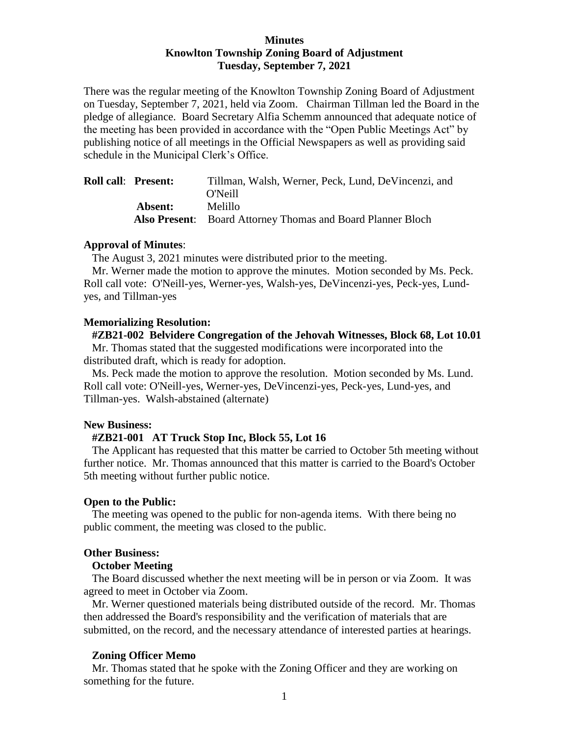**Minutes**
**Knowlton Township Zoning Board of Adjustment**
**Tuesday, September 7, 2021**

There was the regular meeting of the Knowlton Township Zoning Board of Adjustment on Tuesday, September 7, 2021, held via Zoom. Chairman Tillman led the Board in the pledge of allegiance. Board Secretary Alfia Schemm announced that adequate notice of the meeting has been provided in accordance with the "Open Public Meetings Act" by publishing notice of all meetings in the Official Newspapers as well as providing said schedule in the Municipal Clerk's Office.

**Roll call**: **Present:** Tillman, Walsh, Werner, Peck, Lund, DeVincenzi, and O'Neill
**Absent:** Melillo
**Also Present**: Board Attorney Thomas and Board Planner Bloch

**Approval of Minutes**:

The August 3, 2021 minutes were distributed prior to the meeting.

Mr. Werner made the motion to approve the minutes. Motion seconded by Ms. Peck. Roll call vote: O'Neill-yes, Werner-yes, Walsh-yes, DeVincenzi-yes, Peck-yes, Lund-yes, and Tillman-yes

**Memorializing Resolution:**

**#ZB21-002 Belvidere Congregation of the Jehovah Witnesses, Block 68, Lot 10.01**

Mr. Thomas stated that the suggested modifications were incorporated into the distributed draft, which is ready for adoption.

Ms. Peck made the motion to approve the resolution. Motion seconded by Ms. Lund. Roll call vote: O'Neill-yes, Werner-yes, DeVincenzi-yes, Peck-yes, Lund-yes, and Tillman-yes. Walsh-abstained (alternate)

**New Business:**

**#ZB21-001 AT Truck Stop Inc, Block 55, Lot 16**

The Applicant has requested that this matter be carried to October 5th meeting without further notice. Mr. Thomas announced that this matter is carried to the Board's October 5th meeting without further public notice.

**Open to the Public:**

The meeting was opened to the public for non-agenda items. With there being no public comment, the meeting was closed to the public.

**Other Business:**

**October Meeting**

The Board discussed whether the next meeting will be in person or via Zoom. It was agreed to meet in October via Zoom.

Mr. Werner questioned materials being distributed outside of the record. Mr. Thomas then addressed the Board's responsibility and the verification of materials that are submitted, on the record, and the necessary attendance of interested parties at hearings.

**Zoning Officer Memo**

Mr. Thomas stated that he spoke with the Zoning Officer and they are working on something for the future.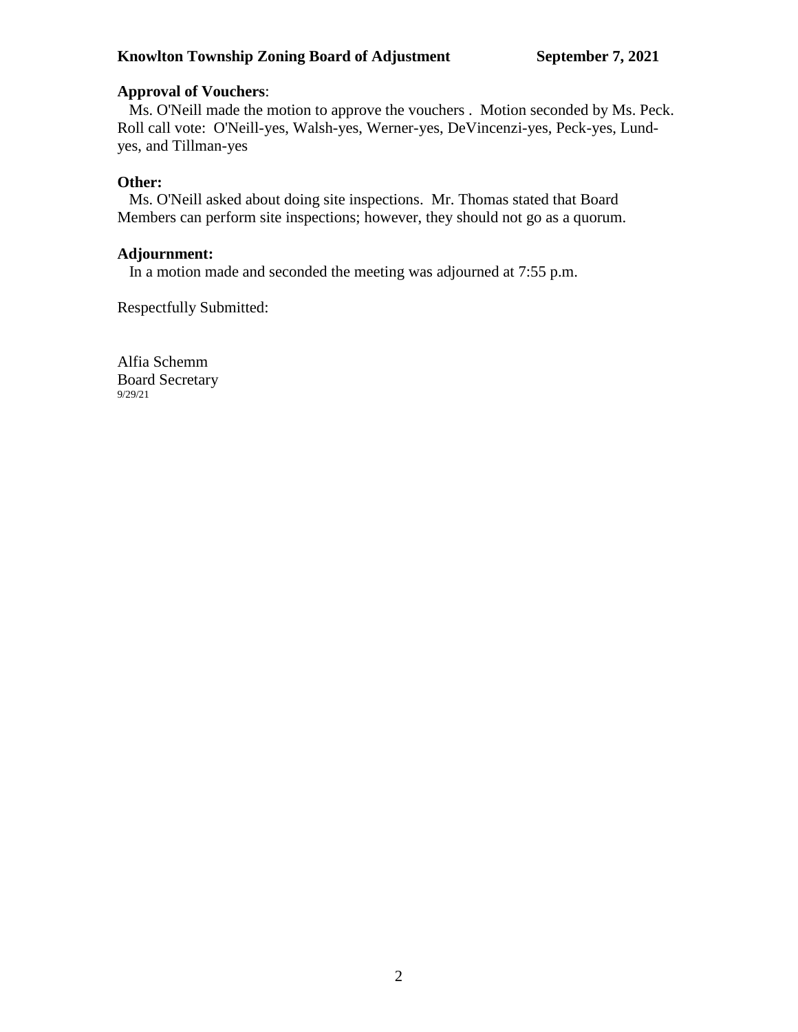**Approval of Vouchers**:

Ms. O'Neill made the motion to approve the vouchers . Motion seconded by Ms. Peck. Roll call vote: O'Neill-yes, Walsh-yes, Werner-yes, DeVincenzi-yes, Peck-yes, Lund-yes, and Tillman-yes

**Other:**

Ms. O'Neill asked about doing site inspections. Mr. Thomas stated that Board Members can perform site inspections; however, they should not go as a quorum.

**Adjournment:**

In a motion made and seconded the meeting was adjourned at 7:55 p.m.

Respectfully Submitted:

Alfia Schemm
Board Secretary
9/29/21